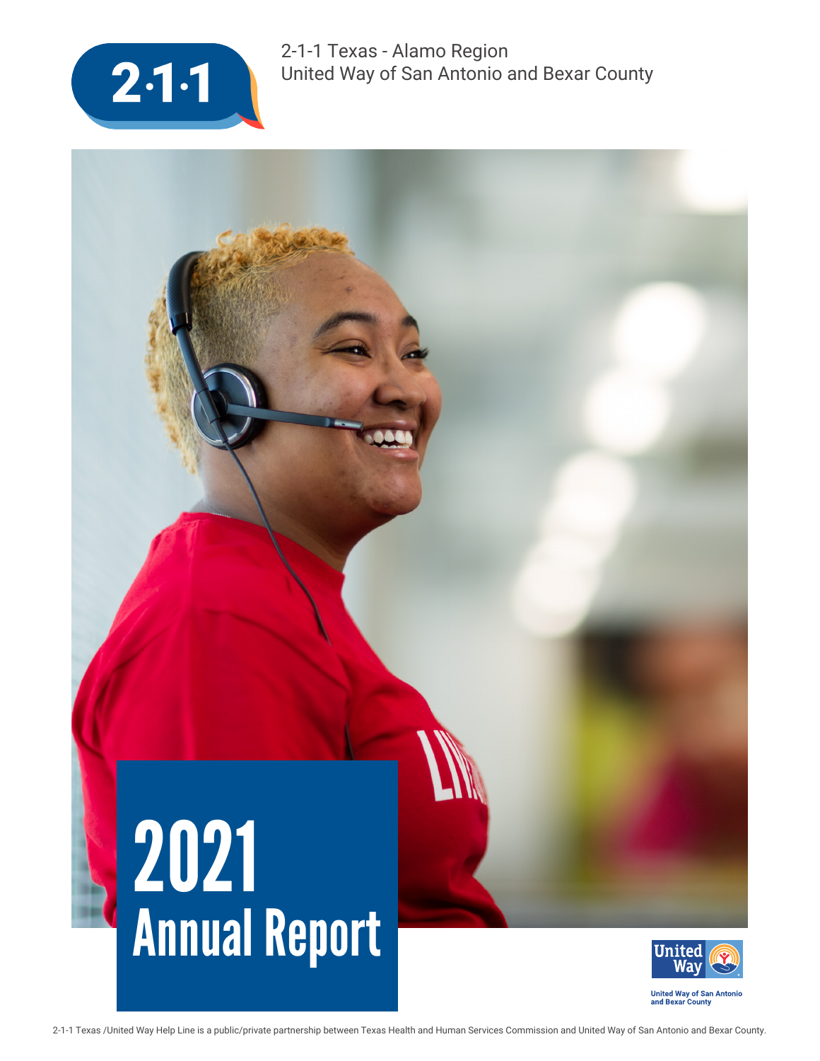2-1-1 Texas - Alamo Region
United Way of San Antonio and Bexar County

# 2021 Annual Report

United Way of San Antonio and Bexar County

2-1-1 Texas /United Way Help Line is a public/private partnership between Texas Health and Human Services Commission and United Way of San Antonio and Bexar County.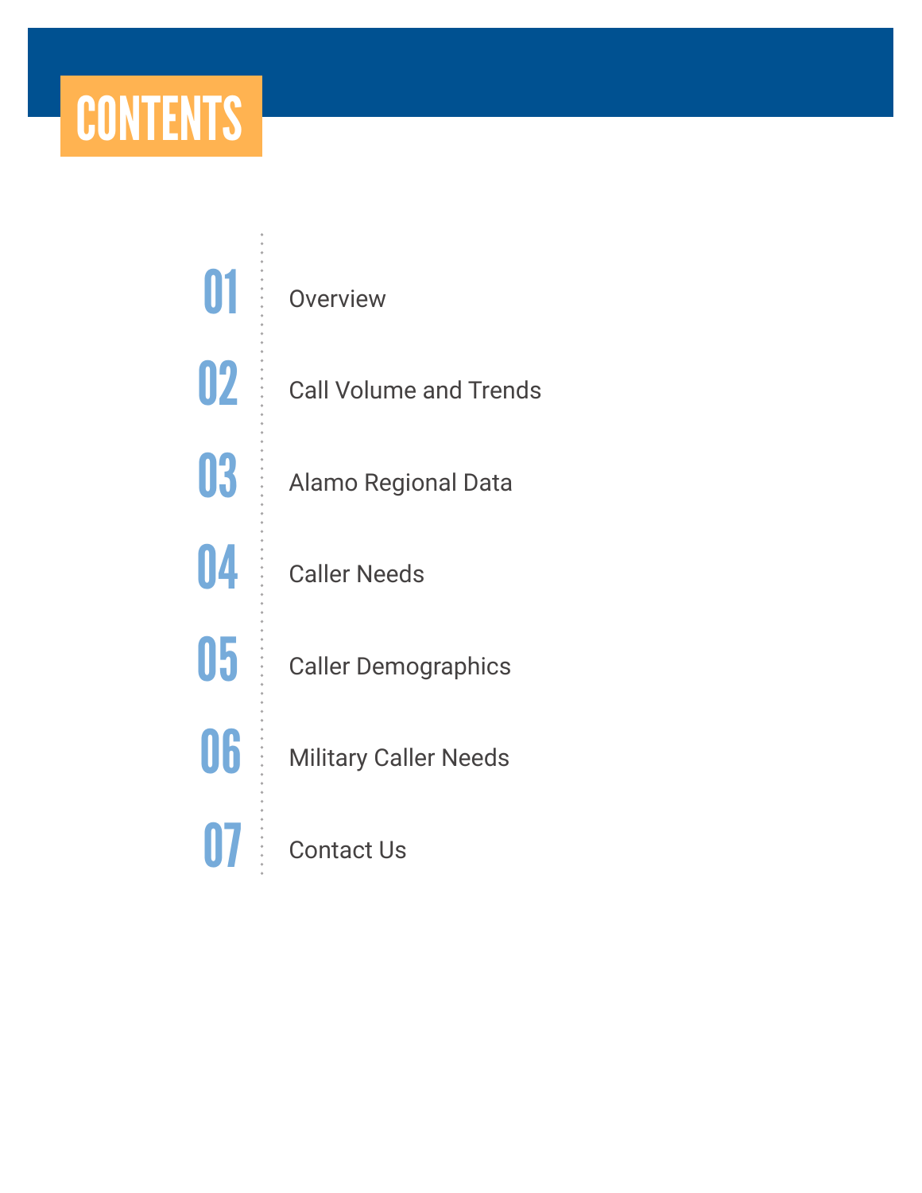# CONTENTS

01 Overview

02 Call Volume and Trends

03 Alamo Regional Data

04 Caller Needs

05 Caller Demographics

06 Military Caller Needs

07 Contact Us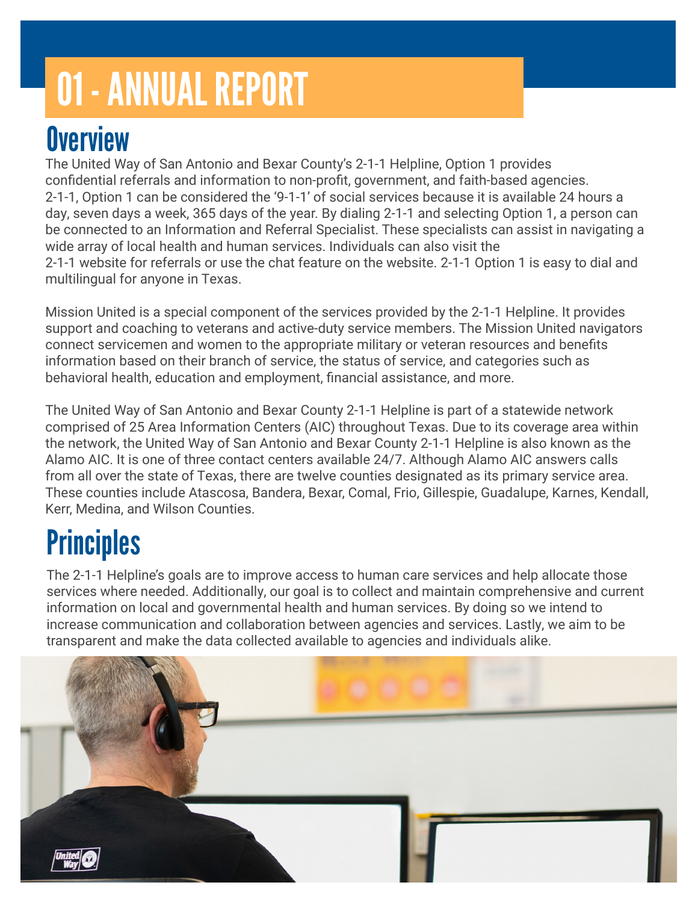# 01 - ANNUAL REPORT

## Overview

The United Way of San Antonio and Bexar County's 2-1-1 Helpline, Option 1 provides confidential referrals and information to non-profit, government, and faith-based agencies. 2-1-1, Option 1 can be considered the '9-1-1' of social services because it is available 24 hours a day, seven days a week, 365 days of the year. By dialing 2-1-1 and selecting Option 1, a person can be connected to an Information and Referral Specialist. These specialists can assist in navigating a wide array of local health and human services. Individuals can also visit the 2-1-1 website for referrals or use the chat feature on the website. 2-1-1 Option 1 is easy to dial and multilingual for anyone in Texas.

Mission United is a special component of the services provided by the 2-1-1 Helpline. It provides support and coaching to veterans and active-duty service members. The Mission United navigators connect servicemen and women to the appropriate military or veteran resources and benefits information based on their branch of service, the status of service, and categories such as behavioral health, education and employment, financial assistance, and more.

The United Way of San Antonio and Bexar County 2-1-1 Helpline is part of a statewide network comprised of 25 Area Information Centers (AIC) throughout Texas. Due to its coverage area within the network, the United Way of San Antonio and Bexar County 2-1-1 Helpline is also known as the Alamo AIC. It is one of three contact centers available 24/7. Although Alamo AIC answers calls from all over the state of Texas, there are twelve counties designated as its primary service area. These counties include Atascosa, Bandera, Bexar, Comal, Frio, Gillespie, Guadalupe, Karnes, Kendall, Kerr, Medina, and Wilson Counties.

## Principles

The 2-1-1 Helpline's goals are to improve access to human care services and help allocate those services where needed. Additionally, our goal is to collect and maintain comprehensive and current information on local and governmental health and human services. By doing so we intend to increase communication and collaboration between agencies and services. Lastly, we aim to be transparent and make the data collected available to agencies and individuals alike.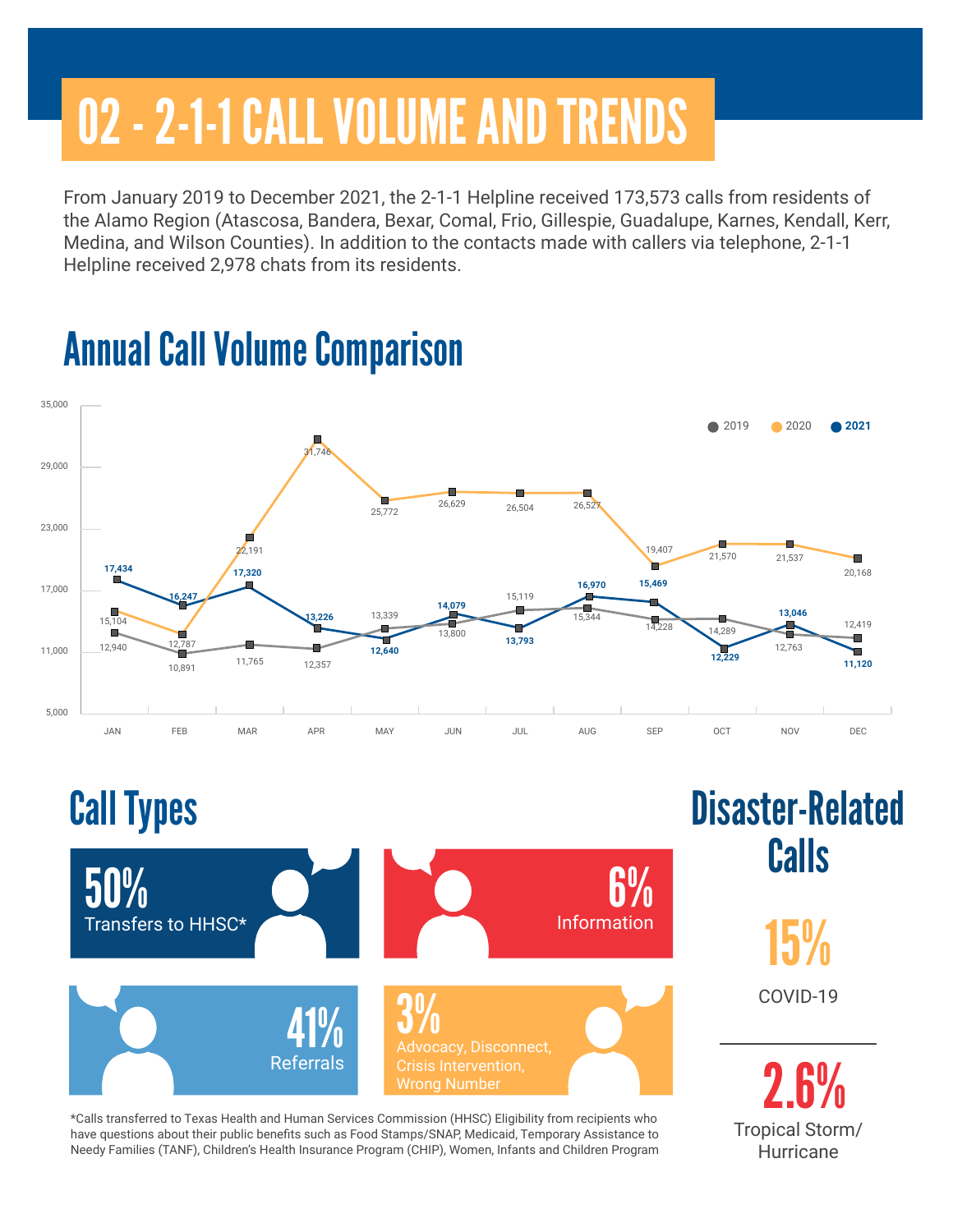# 02 - 2-1-1 CALL VOLUME AND TRENDS

From January 2019 to December 2021, the 2-1-1 Helpline received 173,573 calls from residents of the Alamo Region (Atascosa, Bandera, Bexar, Comal, Frio, Gillespie, Guadalupe, Karnes, Kendall, Kerr, Medina, and Wilson Counties). In addition to the contacts made with callers via telephone, 2-1-1 Helpline received 2,978 chats from its residents.

## Annual Call Volume Comparison

| Month | 2019 | 2020 | 2021 |
|---|---|---|---|
| JAN | 12,940 | 15,104 | 17,434 |
| FEB | 10,891 | 12,787 | 16,247 |
| MAR | 11,765 | 22,191 | 17,320 |
| APR | 12,357 | 31,746 | 13,226 |
| MAY | 13,339 | 25,772 | 12,640 |
| JUN | 13,800 | 26,629 | 14,079 |
| JUL | 15,119 | 26,504 | 13,793 |
| AUG | 15,344 | 26,527 | 16,970 |
| SEP | 14,228 | 19,407 | 15,469 |
| OCT | 14,289 | 21,570 | 12,229 |
| NOV | 12,763 | 21,537 | 13,046 |
| DEC | 12,419 | 20,168 | 11,120 |

## Call Types

- **50%** Transfers to HHSC*
- **6%** Information
- **41%** Referrals
- **3%** Advocacy, Disconnect, Crisis Intervention, Wrong Number

*Calls transferred to Texas Health and Human Services Commission (HHSC) Eligibility from recipients who have questions about their public benefits such as Food Stamps/SNAP, Medicaid, Temporary Assistance to Needy Families (TANF), Children's Health Insurance Program (CHIP), Women, Infants and Children Program

## Disaster-Related Calls

- **15%** COVID-19
- **2.6%** Tropical Storm/ Hurricane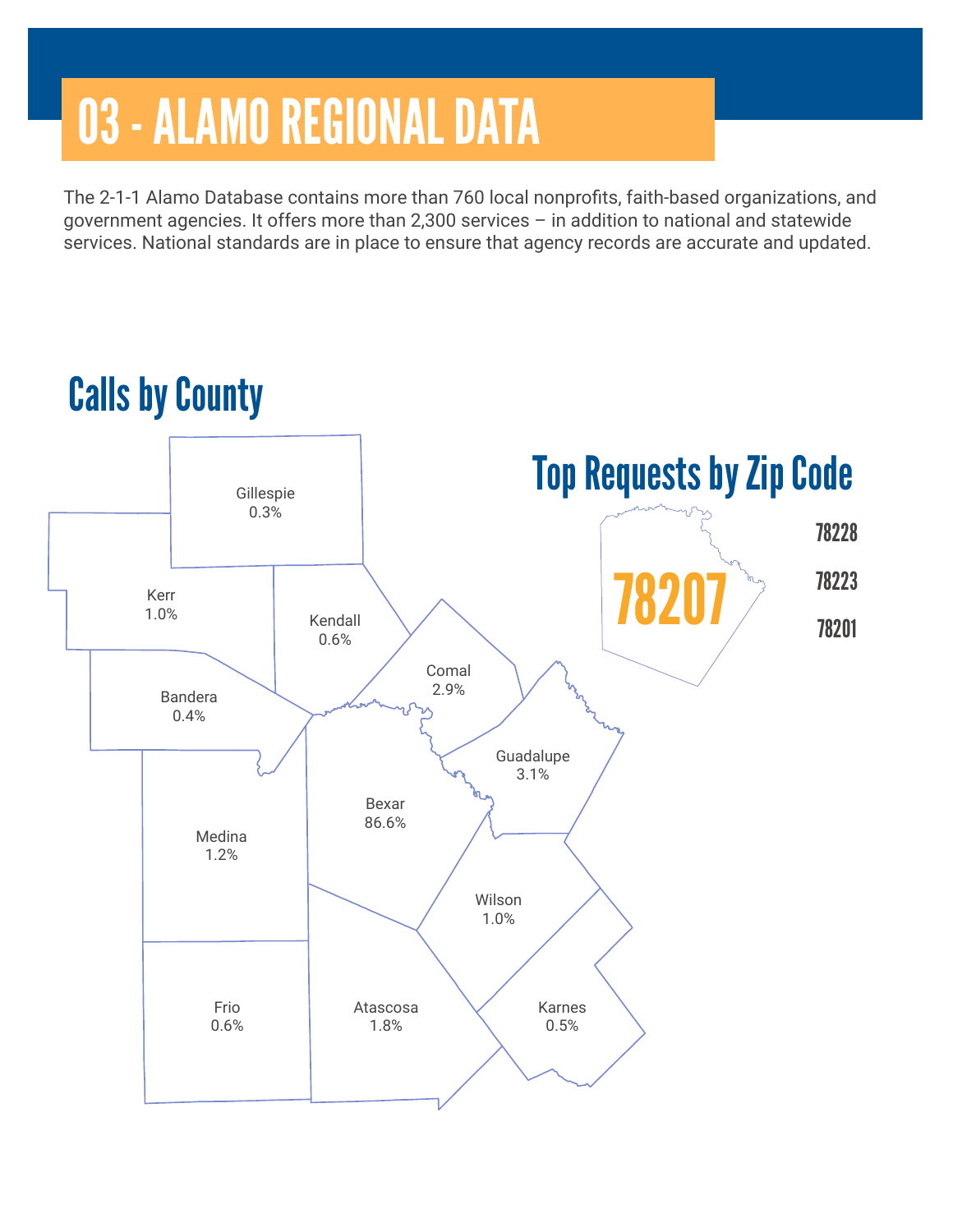# 03 - ALAMO REGIONAL DATA

The 2-1-1 Alamo Database contains more than 760 local nonprofits, faith-based organizations, and government agencies. It offers more than 2,300 services – in addition to national and statewide services. National standards are in place to ensure that agency records are accurate and updated.

## Calls by County

| County | Percentage |
|---|---|
| Gillespie | 0.3% |
| Kerr | 1.0% |
| Kendall | 0.6% |
| Comal | 2.9% |
| Bandera | 0.4% |
| Guadalupe | 3.1% |
| Bexar | 86.6% |
| Medina | 1.2% |
| Wilson | 1.0% |
| Frio | 0.6% |
| Atascosa | 1.8% |
| Karnes | 0.5% |

## Top Requests by Zip Code

**78207**

78228

78223

78201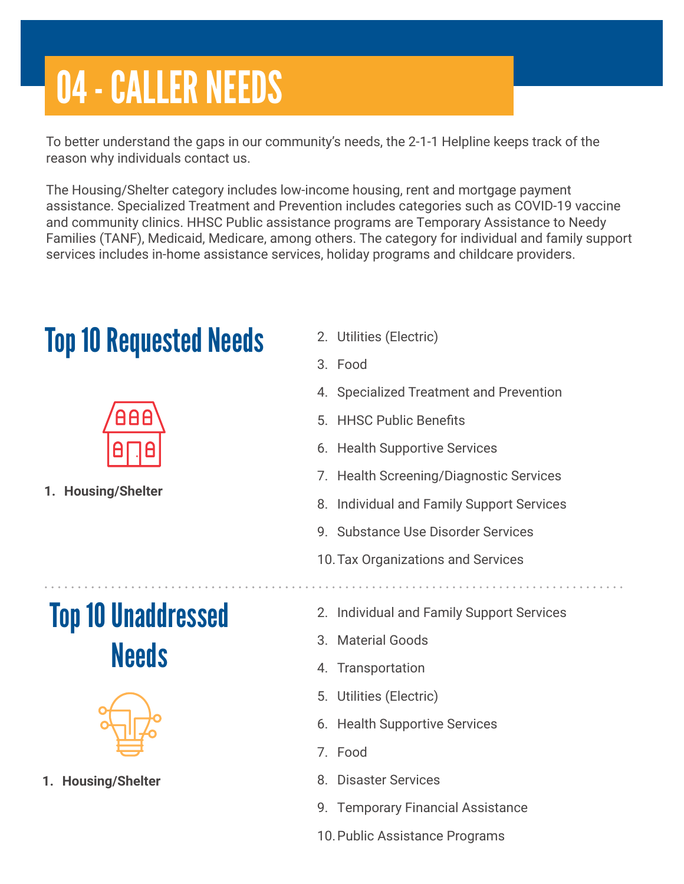# 04 - CALLER NEEDS

To better understand the gaps in our community's needs, the 2-1-1 Helpline keeps track of the reason why individuals contact us.

The Housing/Shelter category includes low-income housing, rent and mortgage payment assistance. Specialized Treatment and Prevention includes categories such as COVID-19 vaccine and community clinics. HHSC Public assistance programs are Temporary Assistance to Needy Families (TANF), Medicaid, Medicare, among others. The category for individual and family support services includes in-home assistance services, holiday programs and childcare providers.

## Top 10 Requested Needs

1. **Housing/Shelter**
2. Utilities (Electric)
3. Food
4. Specialized Treatment and Prevention
5. HHSC Public Benefits
6. Health Supportive Services
7. Health Screening/Diagnostic Services
8. Individual and Family Support Services
9. Substance Use Disorder Services
10. Tax Organizations and Services

## Top 10 Unaddressed Needs

1. **Housing/Shelter**
2. Individual and Family Support Services
3. Material Goods
4. Transportation
5. Utilities (Electric)
6. Health Supportive Services
7. Food
8. Disaster Services
9. Temporary Financial Assistance
10. Public Assistance Programs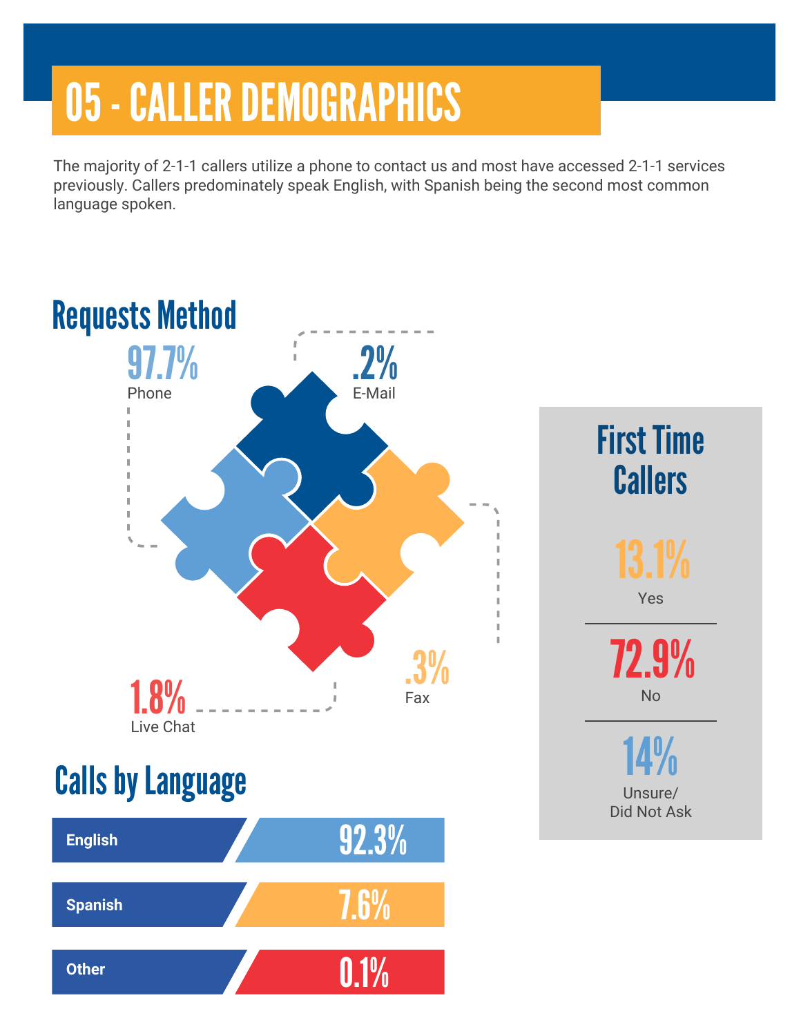# 05 - CALLER DEMOGRAPHICS

The majority of 2-1-1 callers utilize a phone to contact us and most have accessed 2-1-1 services previously. Callers predominately speak English, with Spanish being the second most common language spoken.

## Requests Method

- **97.7%** Phone
- **.2%** E-Mail
- **.3%** Fax
- **1.8%** Live Chat

## First Time Callers

- **13.1%** Yes
- **72.9%** No
- **14%** Unsure/ Did Not Ask

## Calls by Language

| Language | Percentage |
|---|---|
| English | 92.3% |
| Spanish | 7.6% |
| Other | 0.1% |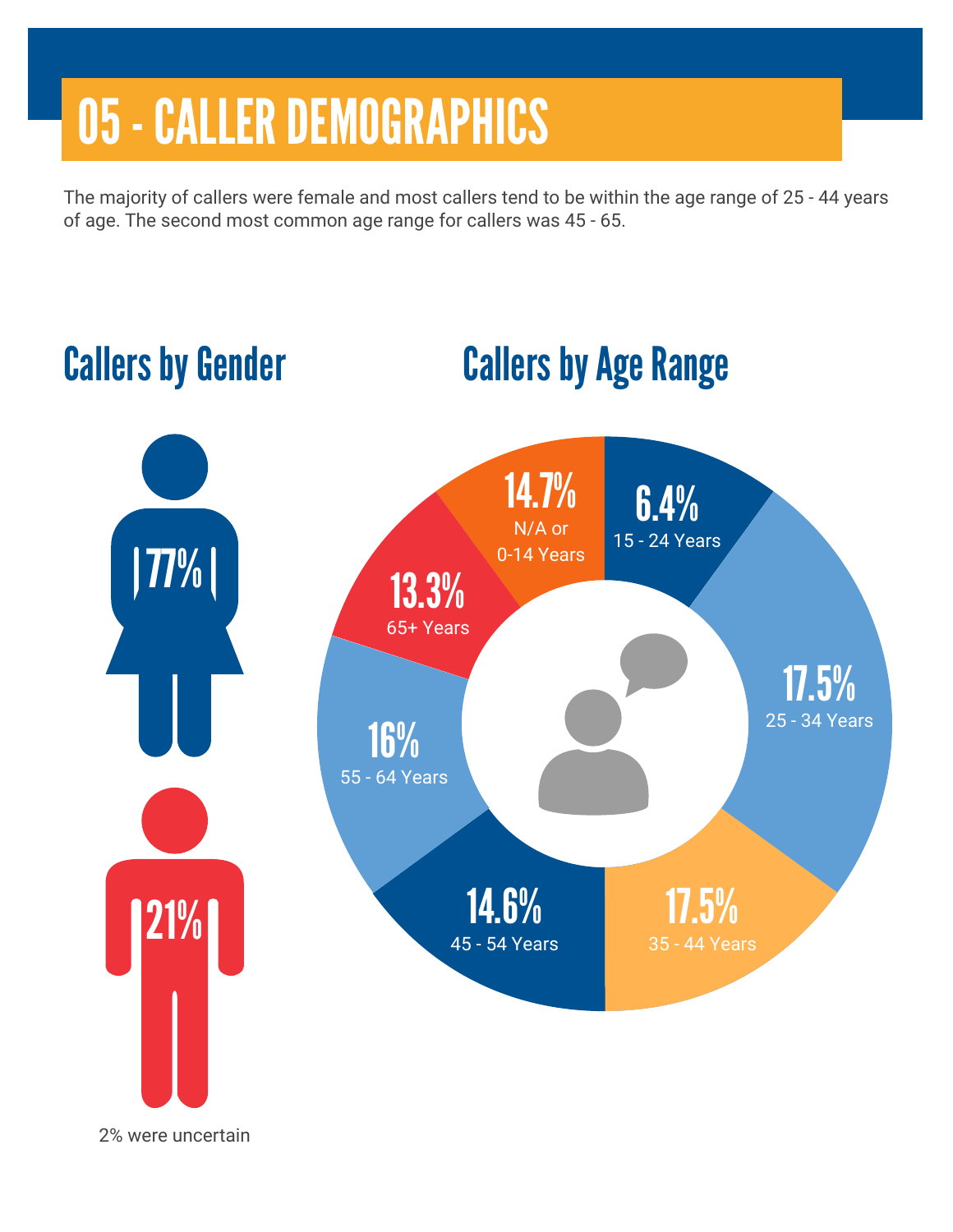# 05 - CALLER DEMOGRAPHICS

The majority of callers were female and most callers tend to be within the age range of 25 - 44 years of age. The second most common age range for callers was 45 - 65.

## Callers by Gender

77%

21%

2% were uncertain

## Callers by Age Range

14.7%
N/A or 0-14 Years

6.4%
15 - 24 Years

17.5%
25 - 34 Years

17.5%
35 - 44 Years

14.6%
45 - 54 Years

16%
55 - 64 Years

13.3%
65+ Years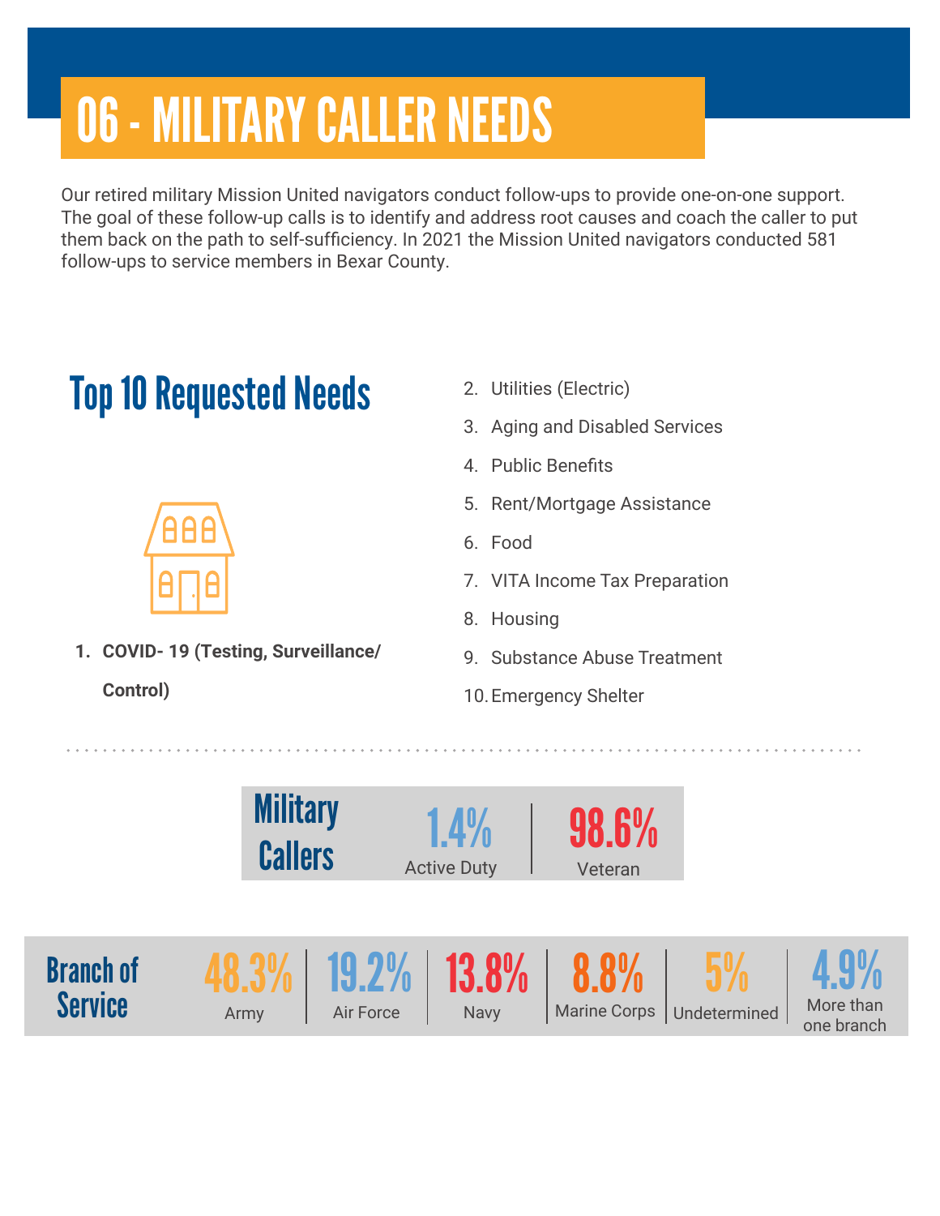# 06 - MILITARY CALLER NEEDS

Our retired military Mission United navigators conduct follow-ups to provide one-on-one support. The goal of these follow-up calls is to identify and address root causes and coach the caller to put them back on the path to self-sufficiency. In 2021 the Mission United navigators conducted 581 follow-ups to service members in Bexar County.

## Top 10 Requested Needs

1. **COVID- 19 (Testing, Surveillance/ Control)**
2. Utilities (Electric)
3. Aging and Disabled Services
4. Public Benefits
5. Rent/Mortgage Assistance
6. Food
7. VITA Income Tax Preparation
8. Housing
9. Substance Abuse Treatment
10. Emergency Shelter

## Military Callers

| Active Duty | Veteran |
| --- | --- |
| 1.4% | 98.6% |

## Branch of Service

| Army | Air Force | Navy | Marine Corps | Undetermined | More than one branch |
| --- | --- | --- | --- | --- | --- |
| 48.3% | 19.2% | 13.8% | 8.8% | 5% | 4.9% |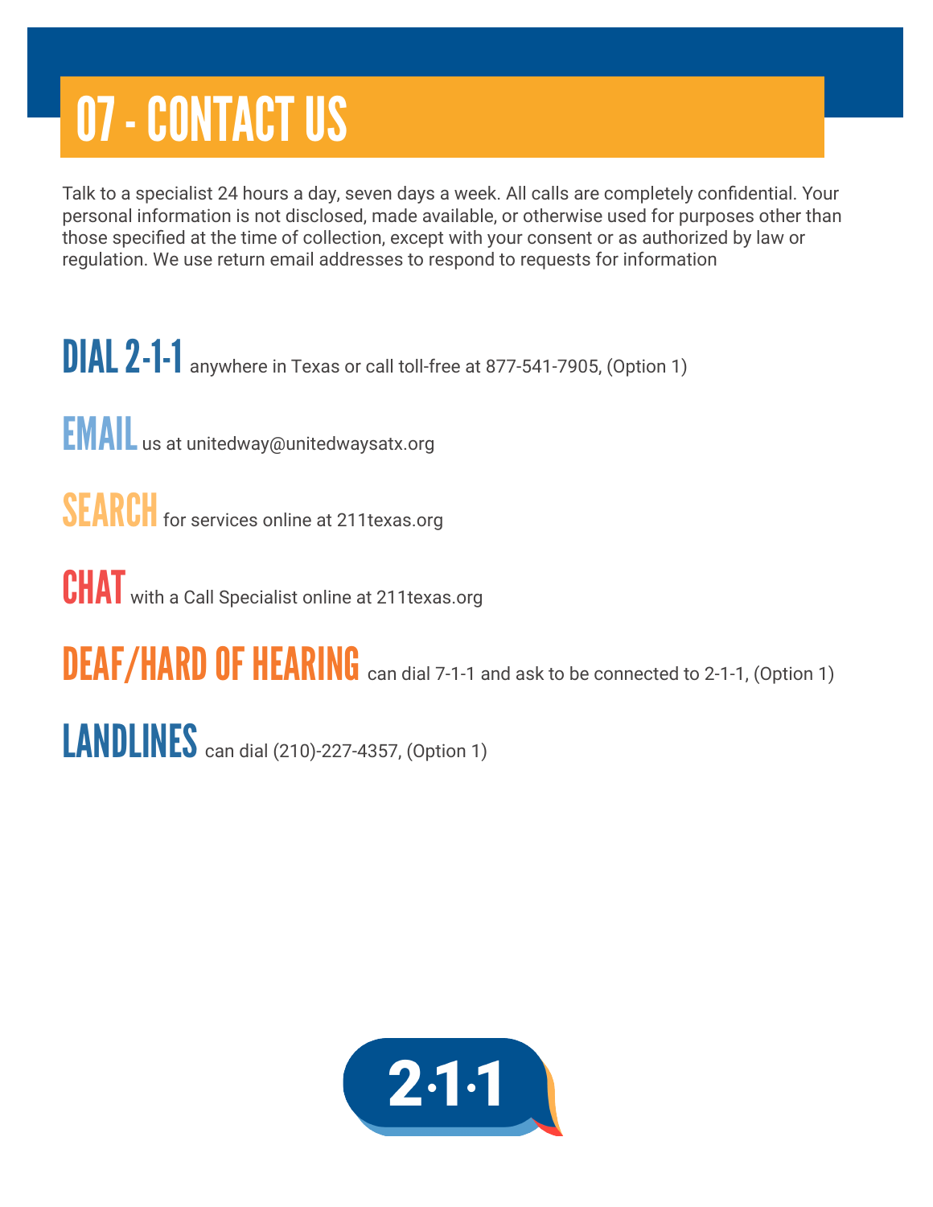# 07 - CONTACT US

Talk to a specialist 24 hours a day, seven days a week. All calls are completely confidential. Your personal information is not disclosed, made available, or otherwise used for purposes other than those specified at the time of collection, except with your consent or as authorized by law or regulation. We use return email addresses to respond to requests for information

**DIAL 2-1-1** anywhere in Texas or call toll-free at 877-541-7905, (Option 1)

**EMAIL** us at unitedway@unitedwaysatx.org

**SEARCH** for services online at 211texas.org

**CHAT** with a Call Specialist online at 211texas.org

**DEAF/HARD OF HEARING** can dial 7-1-1 and ask to be connected to 2-1-1, (Option 1)

**LANDLINES** can dial (210)-227-4357, (Option 1)

2·1·1